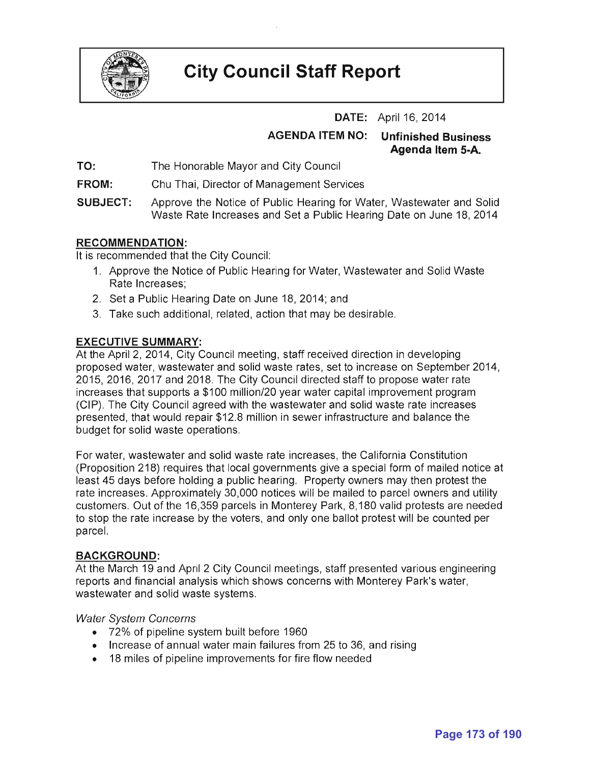# City Council Staff Report

**DATE:** April 16, 2014

**AGENDA ITEM NO:** **Unfinished Business Agenda Item 5-A.**

**TO:** The Honorable Mayor and City Council

**FROM:** Chu Thai, Director of Management Services

**SUBJECT:** Approve the Notice of Public Hearing for Water, Wastewater and Solid Waste Rate Increases and Set a Public Hearing Date on June 18, 2014

## RECOMMENDATION:

It is recommended that the City Council:

1. Approve the Notice of Public Hearing for Water, Wastewater and Solid Waste Rate Increases;
2. Set a Public Hearing Date on June 18, 2014; and
3. Take such additional, related, action that may be desirable.

## EXECUTIVE SUMMARY:

At the April 2, 2014, City Council meeting, staff received direction in developing proposed water, wastewater and solid waste rates, set to increase on September 2014, 2015, 2016, 2017 and 2018. The City Council directed staff to propose water rate increases that supports a $100 million/20 year water capital improvement program (CIP). The City Council agreed with the wastewater and solid waste rate increases presented, that would repair $12.8 million in sewer infrastructure and balance the budget for solid waste operations.

For water, wastewater and solid waste rate increases, the California Constitution (Proposition 218) requires that local governments give a special form of mailed notice at least 45 days before holding a public hearing. Property owners may then protest the rate increases. Approximately 30,000 notices will be mailed to parcel owners and utility customers. Out of the 16,359 parcels in Monterey Park, 8,180 valid protests are needed to stop the rate increase by the voters, and only one ballot protest will be counted per parcel.

## BACKGROUND:

At the March 19 and April 2 City Council meetings, staff presented various engineering reports and financial analysis which shows concerns with Monterey Park's water, wastewater and solid waste systems.

*Water System Concerns*

- 72% of pipeline system built before 1960
- Increase of annual water main failures from 25 to 36, and rising
- 18 miles of pipeline improvements for fire flow needed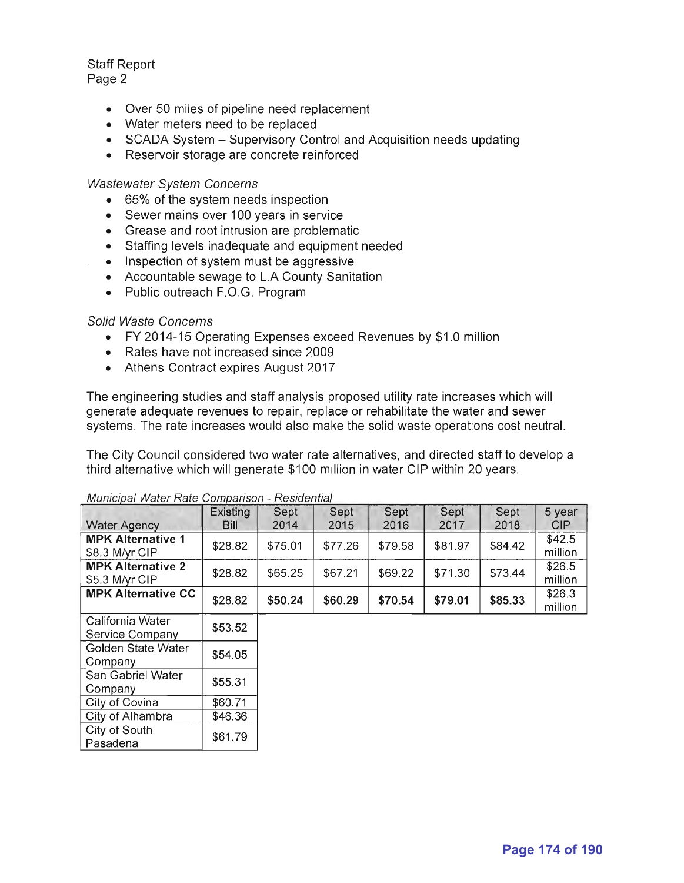Staff Report
Page 2

- Over 50 miles of pipeline need replacement
- Water meters need to be replaced
- SCADA System – Supervisory Control and Acquisition needs updating
- Reservoir storage are concrete reinforced

*Wastewater System Concerns*

- 65% of the system needs inspection
- Sewer mains over 100 years in service
- Grease and root intrusion are problematic
- Staffing levels inadequate and equipment needed
- Inspection of system must be aggressive
- Accountable sewage to L.A County Sanitation
- Public outreach F.O.G. Program

*Solid Waste Concerns*

- FY 2014-15 Operating Expenses exceed Revenues by $1.0 million
- Rates have not increased since 2009
- Athens Contract expires August 2017

The engineering studies and staff analysis proposed utility rate increases which will generate adequate revenues to repair, replace or rehabilitate the water and sewer systems. The rate increases would also make the solid waste operations cost neutral.

The City Council considered two water rate alternatives, and directed staff to develop a third alternative which will generate $100 million in water CIP within 20 years.

*Municipal Water Rate Comparison - Residential*

| Water Agency | Existing Bill | Sept 2014 | Sept 2015 | Sept 2016 | Sept 2017 | Sept 2018 | 5 year CIP |
|---|---|---|---|---|---|---|---|
| **MPK Alternative 1** $8.3 M/yr CIP | $28.82 | $75.01 | $77.26 | $79.58 | $81.97 | $84.42 | $42.5 million |
| **MPK Alternative 2** $5.3 M/yr CIP | $28.82 | $65.25 | $67.21 | $69.22 | $71.30 | $73.44 | $26.5 million |
| **MPK Alternative CC** | $28.82 | **$50.24** | **$60.29** | **$70.54** | **$79.01** | **$85.33** | $26.3 million |
| California Water Service Company | $53.52 | | | | | | |
| Golden State Water Company | $54.05 | | | | | | |
| San Gabriel Water Company | $55.31 | | | | | | |
| City of Covina | $60.71 | | | | | | |
| City of Alhambra | $46.36 | | | | | | |
| City of South Pasadena | $61.79 | | | | | | |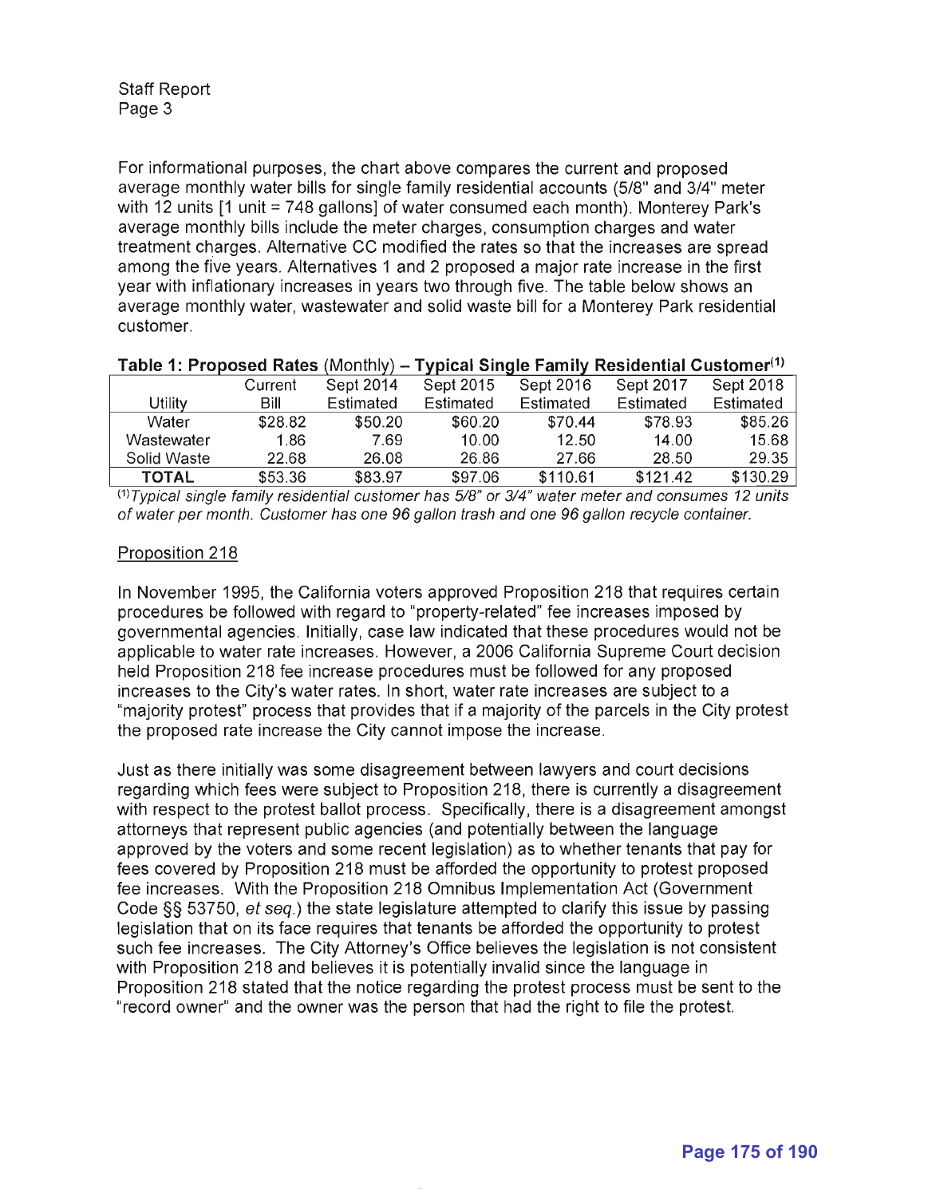For informational purposes, the chart above compares the current and proposed average monthly water bills for single family residential accounts (5/8" and 3/4" meter with 12 units [1 unit = 748 gallons] of water consumed each month). Monterey Park's average monthly bills include the meter charges, consumption charges and water treatment charges. Alternative CC modified the rates so that the increases are spread among the five years. Alternatives 1 and 2 proposed a major rate increase in the first year with inflationary increases in years two through five. The table below shows an average monthly water, wastewater and solid waste bill for a Monterey Park residential customer.

**Table 1: Proposed Rates** (Monthly) – **Typical Single Family Residential Customer**[(1)]

| Utility | Current Bill | Sept 2014 Estimated | Sept 2015 Estimated | Sept 2016 Estimated | Sept 2017 Estimated | Sept 2018 Estimated |
|---|---|---|---|---|---|---|
| Water | $28.82 | $50.20 | $60.20 | $70.44 | $78.93 | $85.26 |
| Wastewater | 1.86 | 7.69 | 10.00 | 12.50 | 14.00 | 15.68 |
| Solid Waste | 22.68 | 26.08 | 26.86 | 27.66 | 28.50 | 29.35 |
| **TOTAL** | $53.36 | $83.97 | $97.06 | $110.61 | $121.42 | $130.29 |

[(1)]*Typical single family residential customer has 5/8" or 3/4" water meter and consumes 12 units of water per month. Customer has one 96 gallon trash and one 96 gallon recycle container.*

Proposition 218

In November 1995, the California voters approved Proposition 218 that requires certain procedures be followed with regard to "property-related" fee increases imposed by governmental agencies. Initially, case law indicated that these procedures would not be applicable to water rate increases. However, a 2006 California Supreme Court decision held Proposition 218 fee increase procedures must be followed for any proposed increases to the City's water rates. In short, water rate increases are subject to a "majority protest" process that provides that if a majority of the parcels in the City protest the proposed rate increase the City cannot impose the increase.

Just as there initially was some disagreement between lawyers and court decisions regarding which fees were subject to Proposition 218, there is currently a disagreement with respect to the protest ballot process. Specifically, there is a disagreement amongst attorneys that represent public agencies (and potentially between the language approved by the voters and some recent legislation) as to whether tenants that pay for fees covered by Proposition 218 must be afforded the opportunity to protest proposed fee increases. With the Proposition 218 Omnibus Implementation Act (Government Code §§ 53750, *et seq.*) the state legislature attempted to clarify this issue by passing legislation that on its face requires that tenants be afforded the opportunity to protest such fee increases. The City Attorney's Office believes the legislation is not consistent with Proposition 218 and believes it is potentially invalid since the language in Proposition 218 stated that the notice regarding the protest process must be sent to the "record owner" and the owner was the person that had the right to file the protest.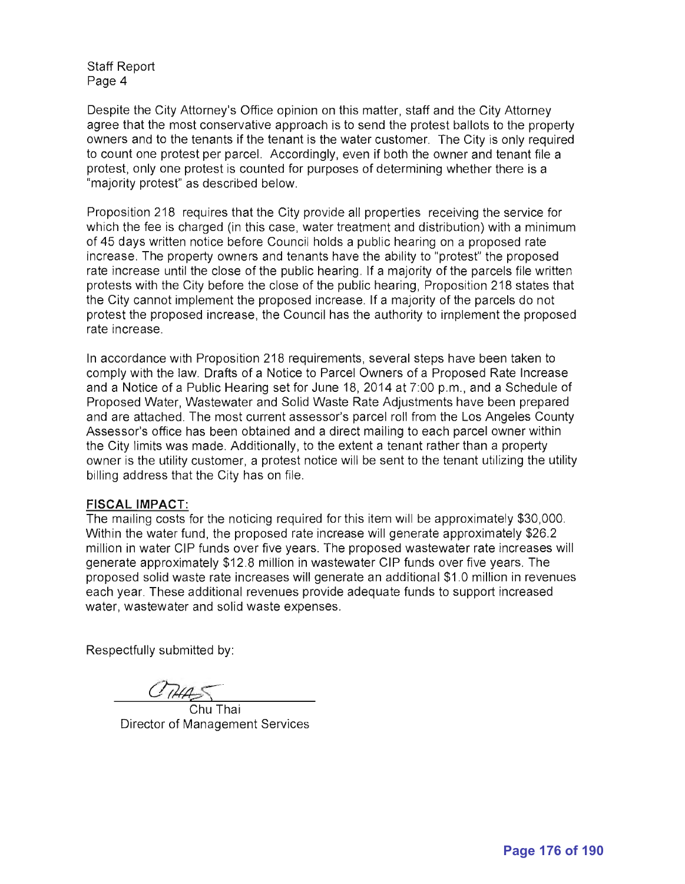Despite the City Attorney's Office opinion on this matter, staff and the City Attorney agree that the most conservative approach is to send the protest ballots to the property owners and to the tenants if the tenant is the water customer. The City is only required to count one protest per parcel. Accordingly, even if both the owner and tenant file a protest, only one protest is counted for purposes of determining whether there is a "majority protest" as described below.

Proposition 218 requires that the City provide all properties receiving the service for which the fee is charged (in this case, water treatment and distribution) with a minimum of 45 days written notice before Council holds a public hearing on a proposed rate increase. The property owners and tenants have the ability to "protest" the proposed rate increase until the close of the public hearing. If a majority of the parcels file written protests with the City before the close of the public hearing, Proposition 218 states that the City cannot implement the proposed increase. If a majority of the parcels do not protest the proposed increase, the Council has the authority to implement the proposed rate increase.

In accordance with Proposition 218 requirements, several steps have been taken to comply with the law. Drafts of a Notice to Parcel Owners of a Proposed Rate Increase and a Notice of a Public Hearing set for June 18, 2014 at 7:00 p.m., and a Schedule of Proposed Water, Wastewater and Solid Waste Rate Adjustments have been prepared and are attached. The most current assessor's parcel roll from the Los Angeles County Assessor's office has been obtained and a direct mailing to each parcel owner within the City limits was made. Additionally, to the extent a tenant rather than a property owner is the utility customer, a protest notice will be sent to the tenant utilizing the utility billing address that the City has on file.

**FISCAL IMPACT:**

The mailing costs for the noticing required for this item will be approximately $30,000. Within the water fund, the proposed rate increase will generate approximately $26.2 million in water CIP funds over five years. The proposed wastewater rate increases will generate approximately $12.8 million in wastewater CIP funds over five years. The proposed solid waste rate increases will generate an additional $1.0 million in revenues each year. These additional revenues provide adequate funds to support increased water, wastewater and solid waste expenses.

Respectfully submitted by:

Chu Thai
Director of Management Services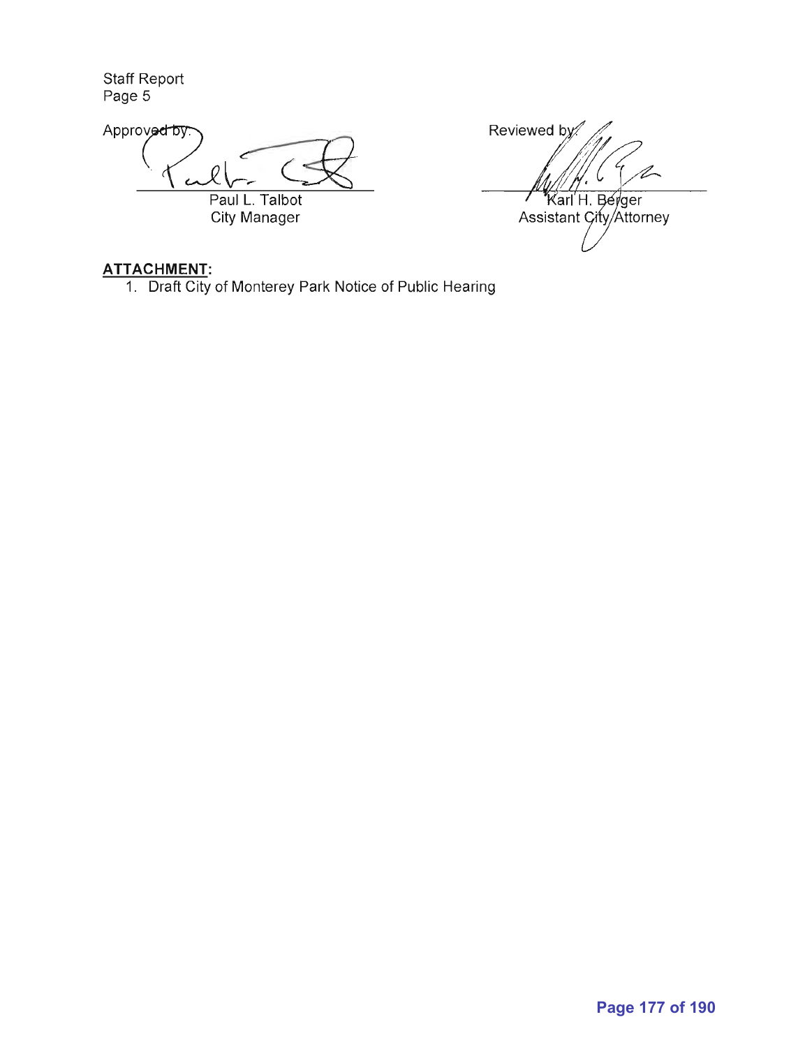Staff Report
Page 5

Approved by:

Paul L. Talbot
City Manager

Reviewed by:

Karl H. Berger
Assistant City Attorney

**ATTACHMENT:**

1. Draft City of Monterey Park Notice of Public Hearing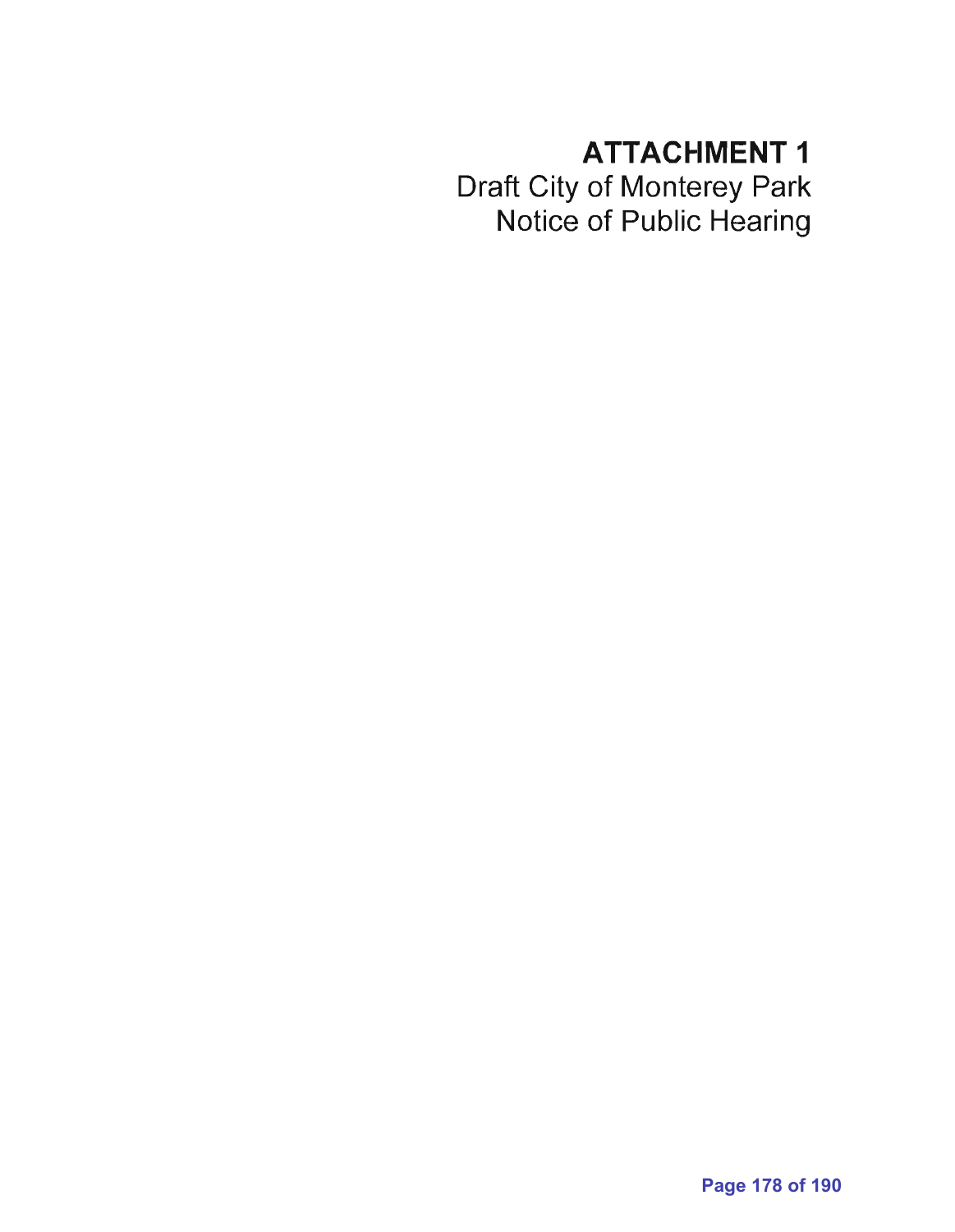# ATTACHMENT 1

Draft City of Monterey Park
Notice of Public Hearing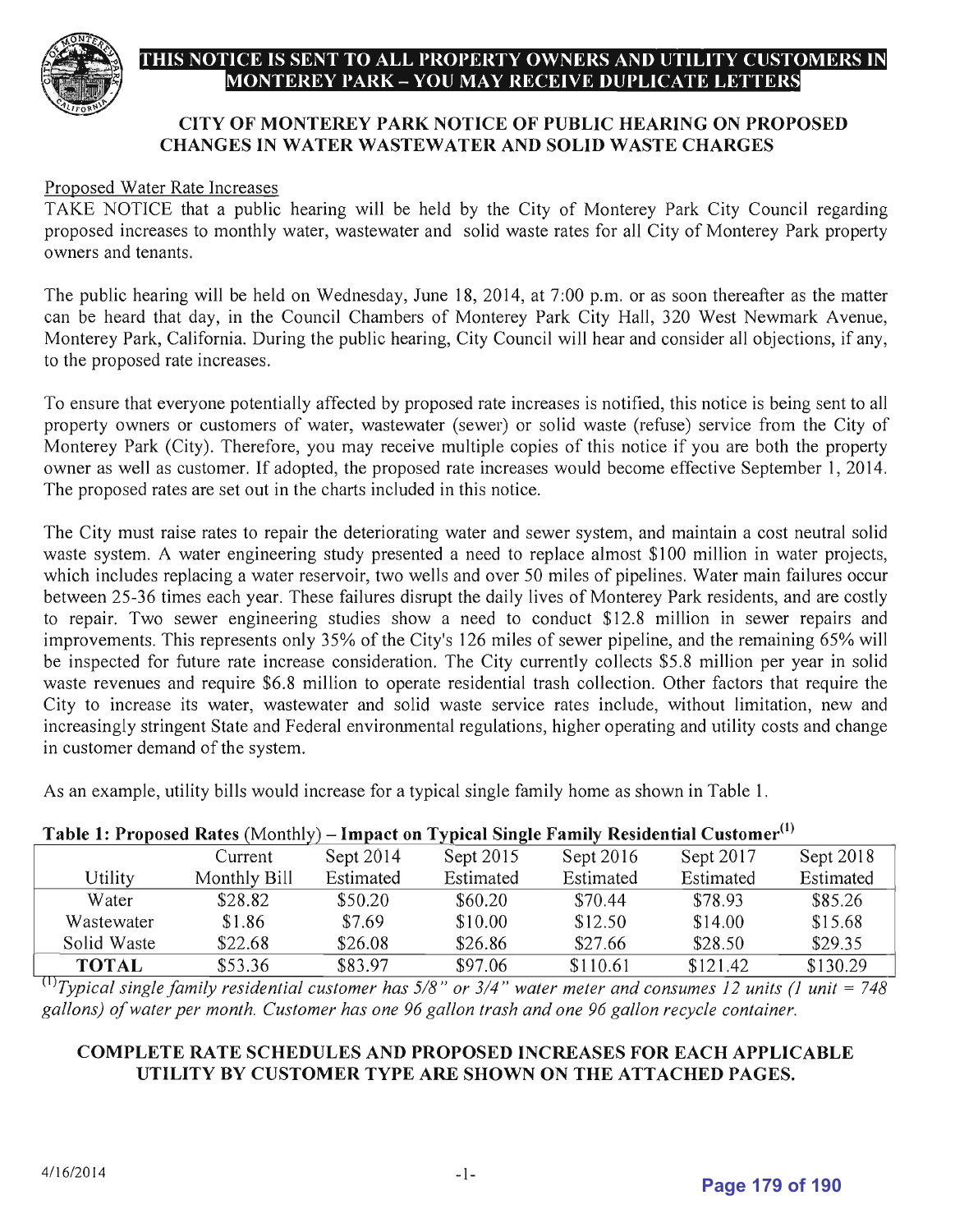**THIS NOTICE IS SENT TO ALL PROPERTY OWNERS AND UTILITY CUSTOMERS IN MONTEREY PARK – YOU MAY RECEIVE DUPLICATE LETTERS**

## CITY OF MONTEREY PARK NOTICE OF PUBLIC HEARING ON PROPOSED CHANGES IN WATER WASTEWATER AND SOLID WASTE CHARGES

Proposed Water Rate Increases

TAKE NOTICE that a public hearing will be held by the City of Monterey Park City Council regarding proposed increases to monthly water, wastewater and solid waste rates for all City of Monterey Park property owners and tenants.

The public hearing will be held on Wednesday, June 18, 2014, at 7:00 p.m. or as soon thereafter as the matter can be heard that day, in the Council Chambers of Monterey Park City Hall, 320 West Newmark Avenue, Monterey Park, California. During the public hearing, City Council will hear and consider all objections, if any, to the proposed rate increases.

To ensure that everyone potentially affected by proposed rate increases is notified, this notice is being sent to all property owners or customers of water, wastewater (sewer) or solid waste (refuse) service from the City of Monterey Park (City). Therefore, you may receive multiple copies of this notice if you are both the property owner as well as customer. If adopted, the proposed rate increases would become effective September 1, 2014. The proposed rates are set out in the charts included in this notice.

The City must raise rates to repair the deteriorating water and sewer system, and maintain a cost neutral solid waste system. A water engineering study presented a need to replace almost $100 million in water projects, which includes replacing a water reservoir, two wells and over 50 miles of pipelines. Water main failures occur between 25-36 times each year. These failures disrupt the daily lives of Monterey Park residents, and are costly to repair. Two sewer engineering studies show a need to conduct $12.8 million in sewer repairs and improvements. This represents only 35% of the City's 126 miles of sewer pipeline, and the remaining 65% will be inspected for future rate increase consideration. The City currently collects $5.8 million per year in solid waste revenues and require $6.8 million to operate residential trash collection. Other factors that require the City to increase its water, wastewater and solid waste service rates include, without limitation, new and increasingly stringent State and Federal environmental regulations, higher operating and utility costs and change in customer demand of the system.

As an example, utility bills would increase for a typical single family home as shown in Table 1.

**Table 1: Proposed Rates** (Monthly) **– Impact on Typical Single Family Residential Customer[1]**

| Utility | Current Monthly Bill | Sept 2014 Estimated | Sept 2015 Estimated | Sept 2016 Estimated | Sept 2017 Estimated | Sept 2018 Estimated |
|---|---|---|---|---|---|---|
| Water | $28.82 | $50.20 | $60.20 | $70.44 | $78.93 | $85.26 |
| Wastewater | $1.86 | $7.69 | $10.00 | $12.50 | $14.00 | $15.68 |
| Solid Waste | $22.68 | $26.08 | $26.86 | $27.66 | $28.50 | $29.35 |
| **TOTAL** | $53.36 | $83.97 | $97.06 | $110.61 | $121.42 | $130.29 |

[1] *Typical single family residential customer has 5/8" or 3/4" water meter and consumes 12 units (1 unit = 748 gallons) of water per month. Customer has one 96 gallon trash and one 96 gallon recycle container.*

**COMPLETE RATE SCHEDULES AND PROPOSED INCREASES FOR EACH APPLICABLE UTILITY BY CUSTOMER TYPE ARE SHOWN ON THE ATTACHED PAGES.**

4/16/2014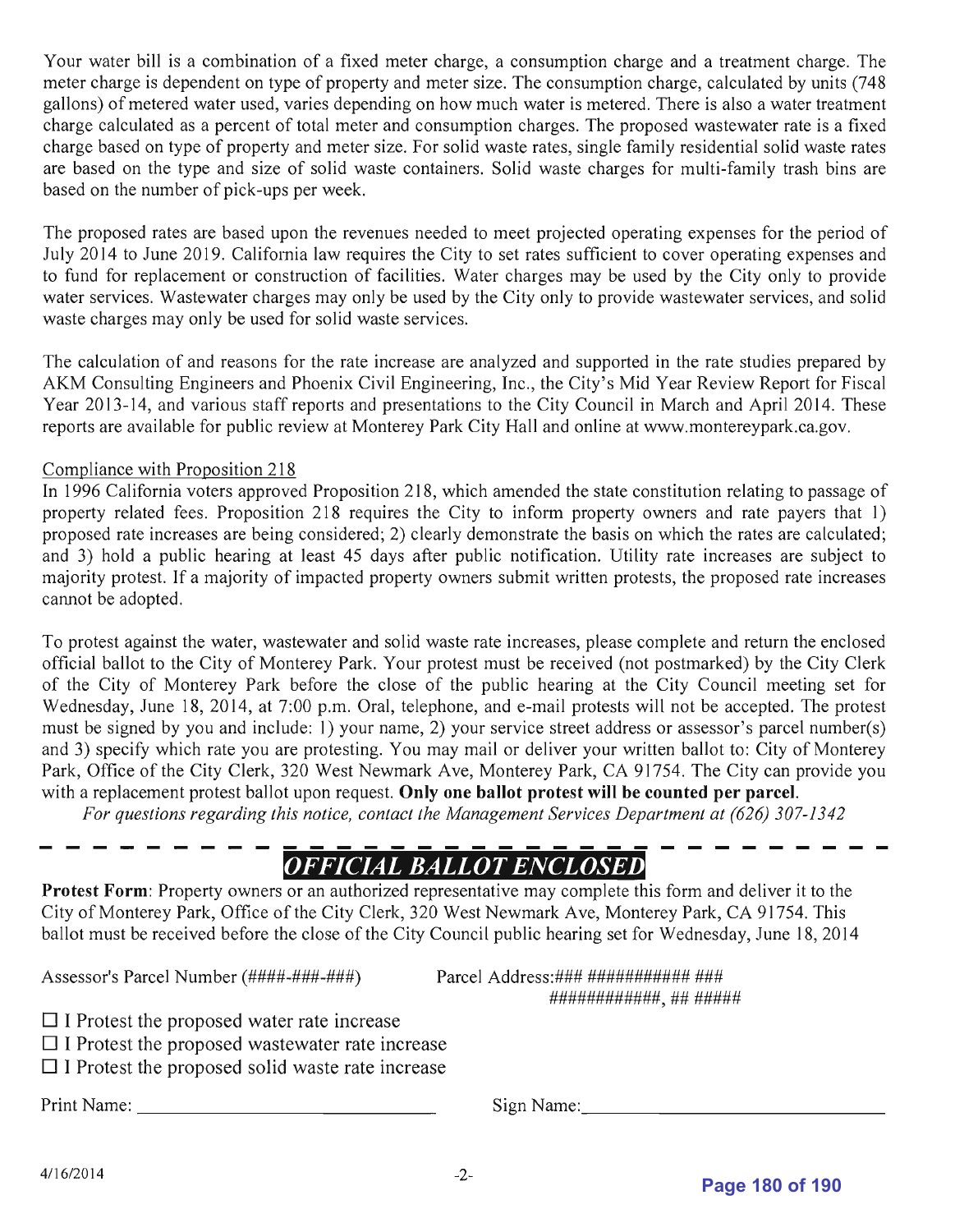Your water bill is a combination of a fixed meter charge, a consumption charge and a treatment charge. The meter charge is dependent on type of property and meter size. The consumption charge, calculated by units (748 gallons) of metered water used, varies depending on how much water is metered. There is also a water treatment charge calculated as a percent of total meter and consumption charges. The proposed wastewater rate is a fixed charge based on type of property and meter size. For solid waste rates, single family residential solid waste rates are based on the type and size of solid waste containers. Solid waste charges for multi-family trash bins are based on the number of pick-ups per week.

The proposed rates are based upon the revenues needed to meet projected operating expenses for the period of July 2014 to June 2019. California law requires the City to set rates sufficient to cover operating expenses and to fund for replacement or construction of facilities. Water charges may be used by the City only to provide water services. Wastewater charges may only be used by the City only to provide wastewater services, and solid waste charges may only be used for solid waste services.

The calculation of and reasons for the rate increase are analyzed and supported in the rate studies prepared by AKM Consulting Engineers and Phoenix Civil Engineering, Inc., the City's Mid Year Review Report for Fiscal Year 2013-14, and various staff reports and presentations to the City Council in March and April 2014. These reports are available for public review at Monterey Park City Hall and online at www.montereypark.ca.gov.

Compliance with Proposition 218

In 1996 California voters approved Proposition 218, which amended the state constitution relating to passage of property related fees. Proposition 218 requires the City to inform property owners and rate payers that 1) proposed rate increases are being considered; 2) clearly demonstrate the basis on which the rates are calculated; and 3) hold a public hearing at least 45 days after public notification. Utility rate increases are subject to majority protest. If a majority of impacted property owners submit written protests, the proposed rate increases cannot be adopted.

To protest against the water, wastewater and solid waste rate increases, please complete and return the enclosed official ballot to the City of Monterey Park. Your protest must be received (not postmarked) by the City Clerk of the City of Monterey Park before the close of the public hearing at the City Council meeting set for Wednesday, June 18, 2014, at 7:00 p.m. Oral, telephone, and e-mail protests will not be accepted. The protest must be signed by you and include: 1) your name, 2) your service street address or assessor's parcel number(s) and 3) specify which rate you are protesting. You may mail or deliver your written ballot to: City of Monterey Park, Office of the City Clerk, 320 West Newmark Ave, Monterey Park, CA 91754. The City can provide you with a replacement protest ballot upon request. **Only one ballot protest will be counted per parcel.**

*For questions regarding this notice, contact the Management Services Department at (626) 307-1342*

---

## *OFFICIAL BALLOT ENCLOSED*

**Protest Form**: Property owners or an authorized representative may complete this form and deliver it to the City of Monterey Park, Office of the City Clerk, 320 West Newmark Ave, Monterey Park, CA 91754. This ballot must be received before the close of the City Council public hearing set for Wednesday, June 18, 2014

Assessor's Parcel Number (####-###-###)

Parcel Address:### ########### ###
############, ## #####

☐ I Protest the proposed water rate increase

☐ I Protest the proposed wastewater rate increase

☐ I Protest the proposed solid waste rate increase

Print Name: ______________________________ Sign Name: ______________________________

4/16/2014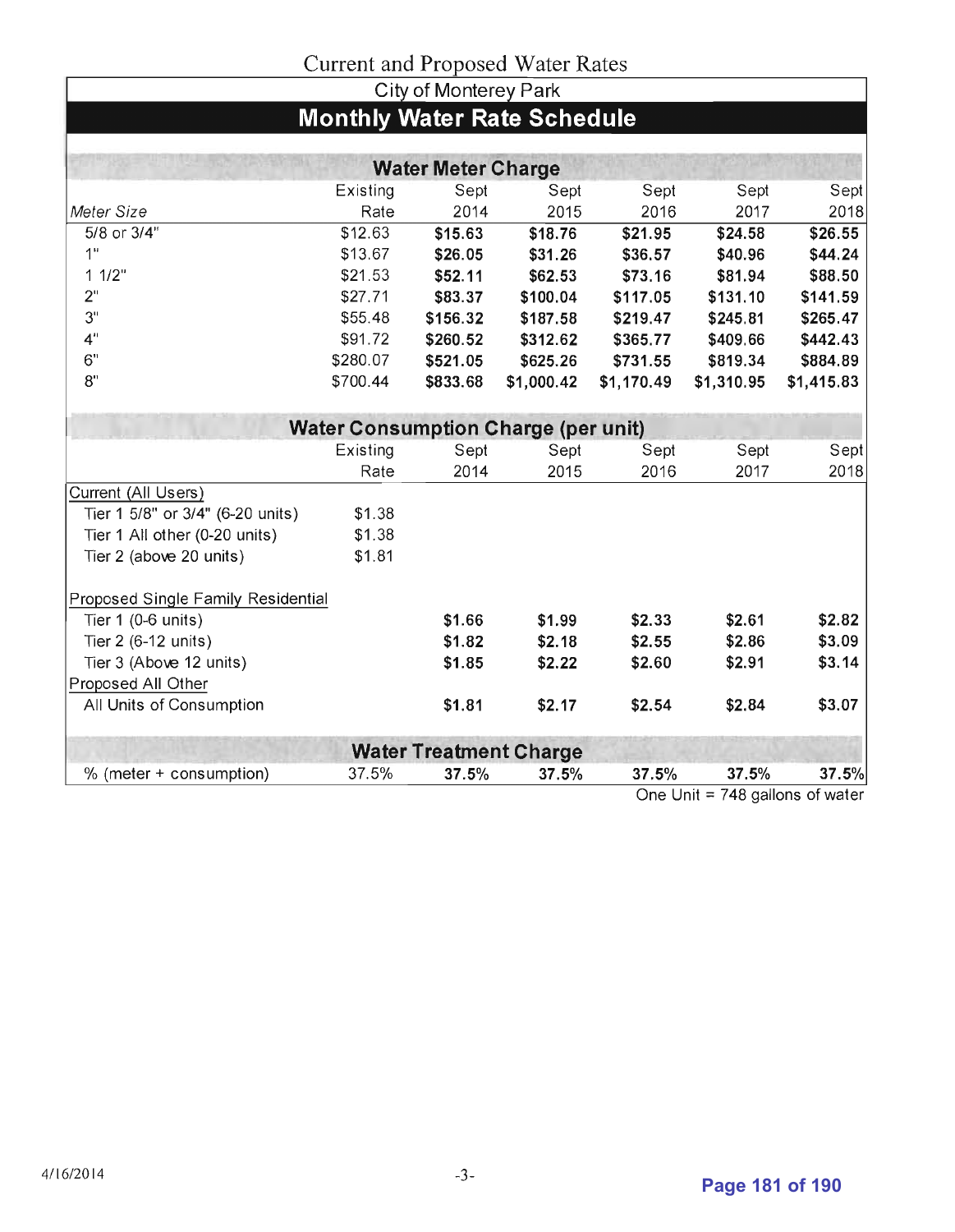# Current and Proposed Water Rates

## City of Monterey Park

## Monthly Water Rate Schedule

### Water Meter Charge

| Meter Size | Existing Rate | Sept 2014 | Sept 2015 | Sept 2016 | Sept 2017 | Sept 2018 |
|---|---|---|---|---|---|---|
| 5/8 or 3/4" | $12.63 | **$15.63** | **$18.76** | **$21.95** | **$24.58** | **$26.55** |
| 1" | $13.67 | **$26.05** | **$31.26** | **$36.57** | **$40.96** | **$44.24** |
| 1 1/2" | $21.53 | **$52.11** | **$62.53** | **$73.16** | **$81.94** | **$88.50** |
| 2" | $27.71 | **$83.37** | **$100.04** | **$117.05** | **$131.10** | **$141.59** |
| 3" | $55.48 | **$156.32** | **$187.58** | **$219.47** | **$245.81** | **$265.47** |
| 4" | $91.72 | **$260.52** | **$312.62** | **$365.77** | **$409.66** | **$442.43** |
| 6" | $280.07 | **$521.05** | **$625.26** | **$731.55** | **$819.34** | **$884.89** |
| 8" | $700.44 | **$833.68** | **$1,000.42** | **$1,170.49** | **$1,310.95** | **$1,415.83** |

### Water Consumption Charge (per unit)

| | Existing Rate | Sept 2014 | Sept 2015 | Sept 2016 | Sept 2017 | Sept 2018 |
|---|---|---|---|---|---|---|
| Current (All Users) | | | | | | |
| Tier 1 5/8" or 3/4" (6-20 units) | $1.38 | | | | | |
| Tier 1 All other (0-20 units) | $1.38 | | | | | |
| Tier 2 (above 20 units) | $1.81 | | | | | |
| Proposed Single Family Residential | | | | | | |
| Tier 1 (0-6 units) | | **$1.66** | **$1.99** | **$2.33** | **$2.61** | **$2.82** |
| Tier 2 (6-12 units) | | **$1.82** | **$2.18** | **$2.55** | **$2.86** | **$3.09** |
| Tier 3 (Above 12 units) | | **$1.85** | **$2.22** | **$2.60** | **$2.91** | **$3.14** |
| Proposed All Other | | | | | | |
| All Units of Consumption | | **$1.81** | **$2.17** | **$2.54** | **$2.84** | **$3.07** |

### Water Treatment Charge

| | Existing Rate | Sept 2014 | Sept 2015 | Sept 2016 | Sept 2017 | Sept 2018 |
|---|---|---|---|---|---|---|
| % (meter + consumption) | 37.5% | **37.5%** | **37.5%** | **37.5%** | **37.5%** | **37.5%** |

One Unit = 748 gallons of water

4/16/2014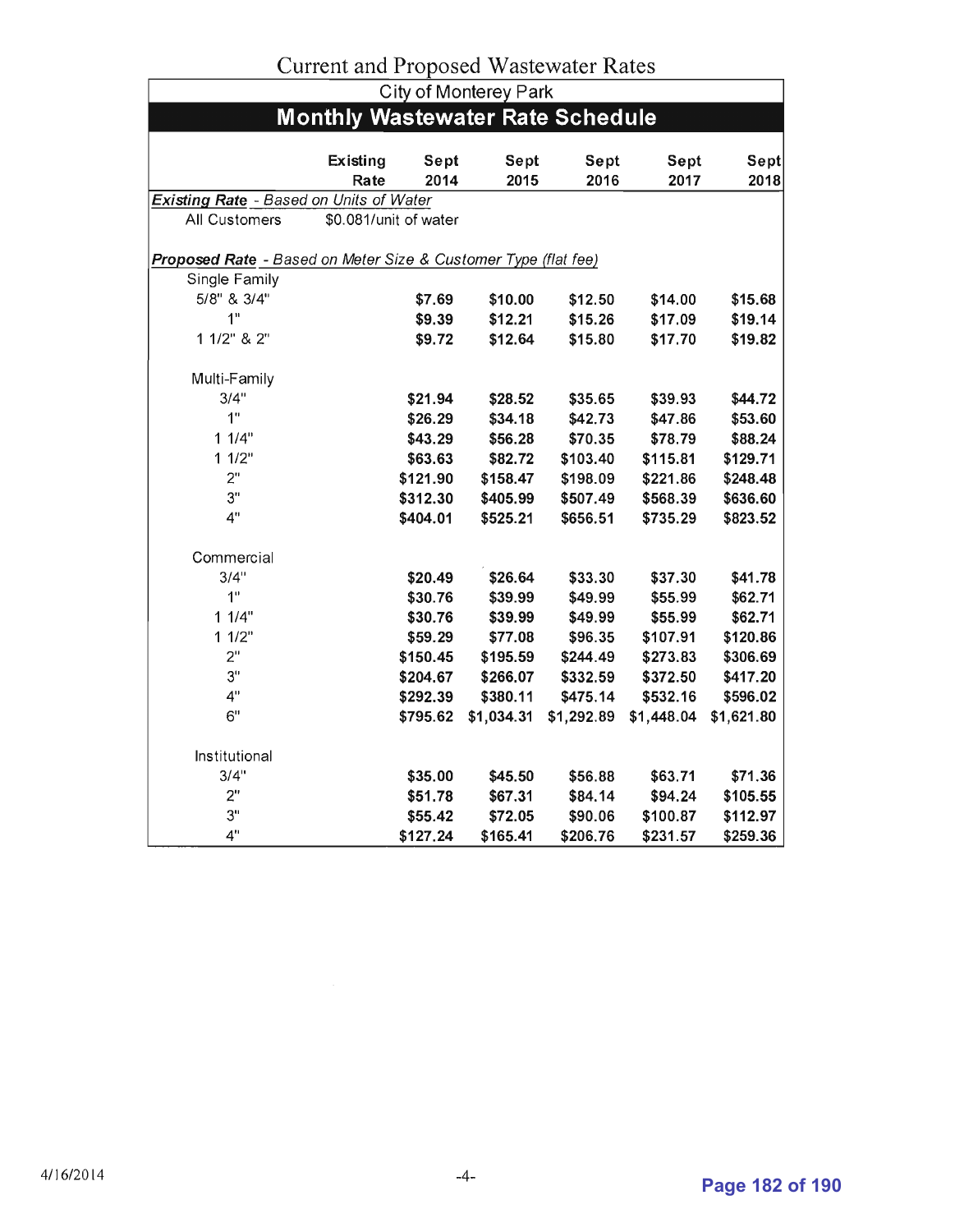# Current and Proposed Wastewater Rates

City of Monterey Park

## Monthly Wastewater Rate Schedule

| | Existing Rate | Sept 2014 | Sept 2015 | Sept 2016 | Sept 2017 | Sept 2018 |
|---|---|---|---|---|---|---|
| ***Existing Rate** - Based on Units of Water* | | | | | | |
| All Customers | $0.081/unit of water | | | | | |
| ***Proposed Rate** - Based on Meter Size & Customer Type (flat fee)* | | | | | | |
| Single Family | | | | | | |
| 5/8" & 3/4" | | $7.69 | $10.00 | $12.50 | $14.00 | $15.68 |
| 1" | | $9.39 | $12.21 | $15.26 | $17.09 | $19.14 |
| 1 1/2" & 2" | | $9.72 | $12.64 | $15.80 | $17.70 | $19.82 |
| Multi-Family | | | | | | |
| 3/4" | | $21.94 | $28.52 | $35.65 | $39.93 | $44.72 |
| 1" | | $26.29 | $34.18 | $42.73 | $47.86 | $53.60 |
| 1 1/4" | | $43.29 | $56.28 | $70.35 | $78.79 | $88.24 |
| 1 1/2" | | $63.63 | $82.72 | $103.40 | $115.81 | $129.71 |
| 2" | | $121.90 | $158.47 | $198.09 | $221.86 | $248.48 |
| 3" | | $312.30 | $405.99 | $507.49 | $568.39 | $636.60 |
| 4" | | $404.01 | $525.21 | $656.51 | $735.29 | $823.52 |
| Commercial | | | | | | |
| 3/4" | | $20.49 | $26.64 | $33.30 | $37.30 | $41.78 |
| 1" | | $30.76 | $39.99 | $49.99 | $55.99 | $62.71 |
| 1 1/4" | | $30.76 | $39.99 | $49.99 | $55.99 | $62.71 |
| 1 1/2" | | $59.29 | $77.08 | $96.35 | $107.91 | $120.86 |
| 2" | | $150.45 | $195.59 | $244.49 | $273.83 | $306.69 |
| 3" | | $204.67 | $266.07 | $332.59 | $372.50 | $417.20 |
| 4" | | $292.39 | $380.11 | $475.14 | $532.16 | $596.02 |
| 6" | | $795.62 | $1,034.31 | $1,292.89 | $1,448.04 | $1,621.80 |
| Institutional | | | | | | |
| 3/4" | | $35.00 | $45.50 | $56.88 | $63.71 | $71.36 |
| 2" | | $51.78 | $67.31 | $84.14 | $94.24 | $105.55 |
| 3" | | $55.42 | $72.05 | $90.06 | $100.87 | $112.97 |
| 4" | | $127.24 | $165.41 | $206.76 | $231.57 | $259.36 |

4/16/2014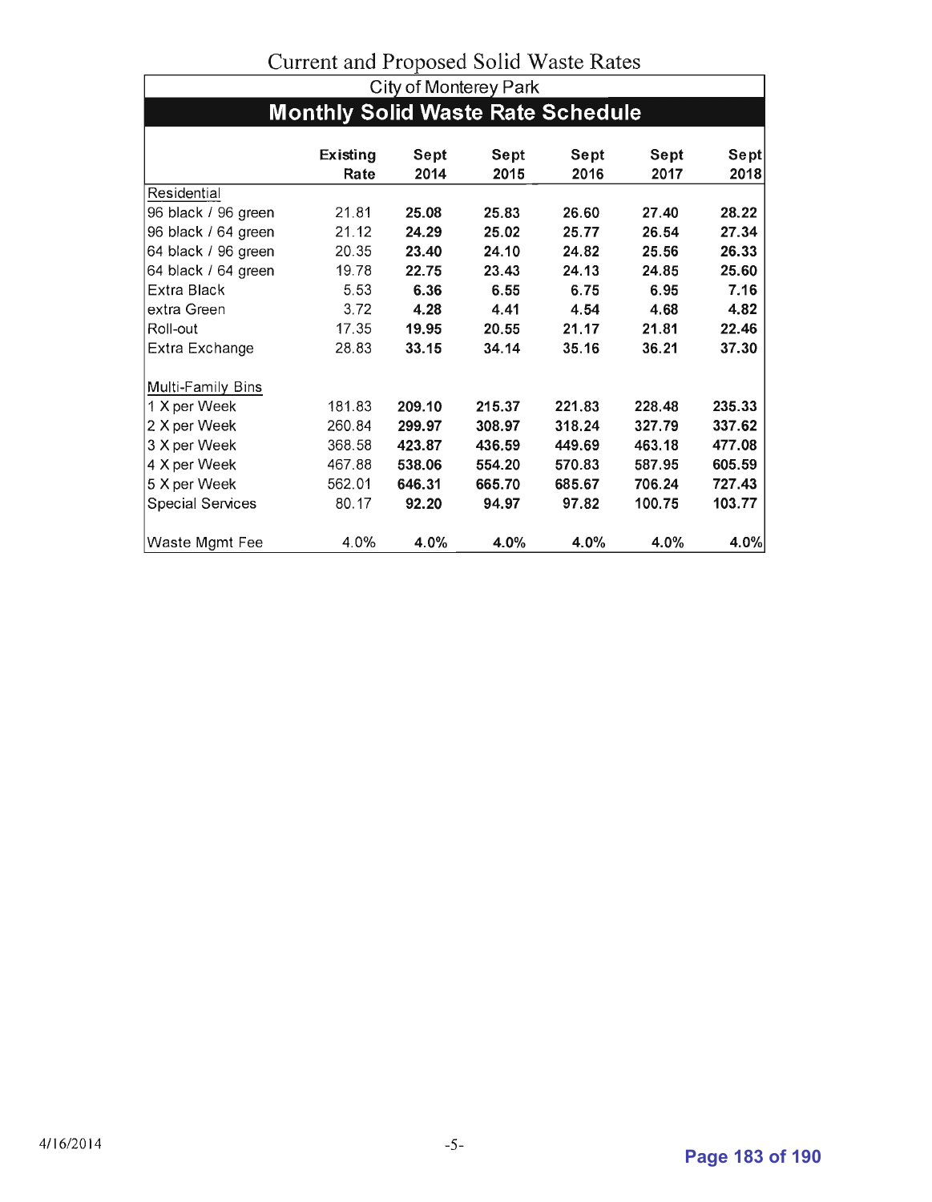# Current and Proposed Solid Waste Rates

City of Monterey Park

## Monthly Solid Waste Rate Schedule

| | Existing Rate | Sept 2014 | Sept 2015 | Sept 2016 | Sept 2017 | Sept 2018 |
|---|---|---|---|---|---|---|
| Residential | | | | | | |
| 96 black / 96 green | 21.81 | **25.08** | **25.83** | **26.60** | **27.40** | **28.22** |
| 96 black / 64 green | 21.12 | **24.29** | **25.02** | **25.77** | **26.54** | **27.34** |
| 64 black / 96 green | 20.35 | **23.40** | **24.10** | **24.82** | **25.56** | **26.33** |
| 64 black / 64 green | 19.78 | **22.75** | **23.43** | **24.13** | **24.85** | **25.60** |
| Extra Black | 5.53 | **6.36** | **6.55** | **6.75** | **6.95** | **7.16** |
| extra Green | 3.72 | **4.28** | **4.41** | **4.54** | **4.68** | **4.82** |
| Roll-out | 17.35 | **19.95** | **20.55** | **21.17** | **21.81** | **22.46** |
| Extra Exchange | 28.83 | **33.15** | **34.14** | **35.16** | **36.21** | **37.30** |
| | | | | | | |
| Multi-Family Bins | | | | | | |
| 1 X per Week | 181.83 | **209.10** | **215.37** | **221.83** | **228.48** | **235.33** |
| 2 X per Week | 260.84 | **299.97** | **308.97** | **318.24** | **327.79** | **337.62** |
| 3 X per Week | 368.58 | **423.87** | **436.59** | **449.69** | **463.18** | **477.08** |
| 4 X per Week | 467.88 | **538.06** | **554.20** | **570.83** | **587.95** | **605.59** |
| 5 X per Week | 562.01 | **646.31** | **665.70** | **685.67** | **706.24** | **727.43** |
| Special Services | 80.17 | **92.20** | **94.97** | **97.82** | **100.75** | **103.77** |
| | | | | | | |
| Waste Mgmt Fee | 4.0% | **4.0%** | **4.0%** | **4.0%** | **4.0%** | **4.0%** |

4/16/2014